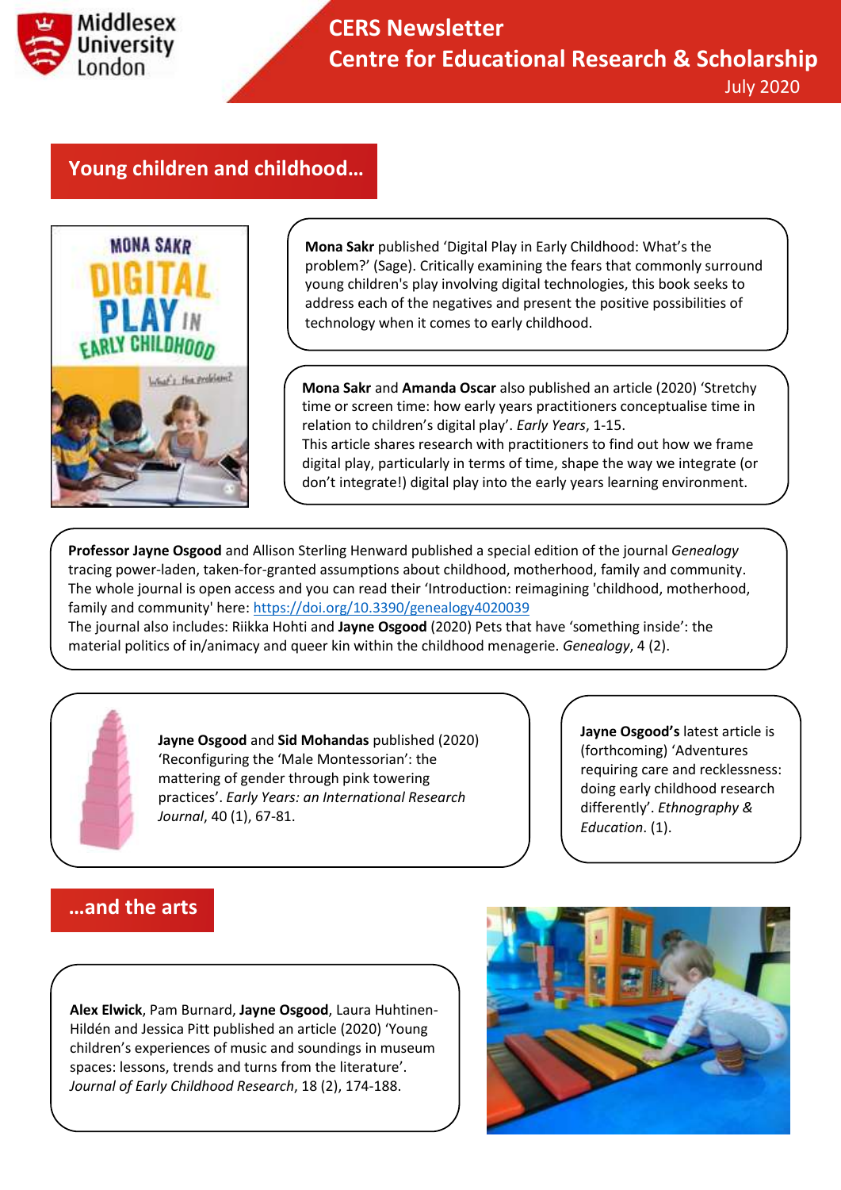# CERS Newsletter
## Centre for Educational Research & Scholarship
July 2020

## Young children and childhood…

**Mona Sakr** published 'Digital Play in Early Childhood: What's the problem?' (Sage). Critically examining the fears that commonly surround young children's play involving digital technologies, this book seeks to address each of the negatives and present the positive possibilities of technology when it comes to early childhood.

**Mona Sakr** and **Amanda Oscar** also published an article (2020) 'Stretchy time or screen time: how early years practitioners conceptualise time in relation to children's digital play'. *Early Years*, 1-15.
This article shares research with practitioners to find out how we frame digital play, particularly in terms of time, shape the way we integrate (or don't integrate!) digital play into the early years learning environment.

**Professor Jayne Osgood** and Allison Sterling Henward published a special edition of the journal *Genealogy* tracing power-laden, taken-for-granted assumptions about childhood, motherhood, family and community. The whole journal is open access and you can read their 'Introduction: reimagining 'childhood, motherhood, family and community' here: https://doi.org/10.3390/genealogy4020039
The journal also includes: Riikka Hohti and **Jayne Osgood** (2020) Pets that have 'something inside': the material politics of in/animacy and queer kin within the childhood menagerie. *Genealogy*, 4 (2).

**Jayne Osgood** and **Sid Mohandas** published (2020) 'Reconfiguring the 'Male Montessorian': the mattering of gender through pink towering practices'. *Early Years: an International Research Journal*, 40 (1), 67-81.

**Jayne Osgood's** latest article is (forthcoming) 'Adventures requiring care and recklessness: doing early childhood research differently'. *Ethnography & Education*. (1).

## …and the arts

**Alex Elwick**, Pam Burnard, **Jayne Osgood**, Laura Huhtinen-Hildén and Jessica Pitt published an article (2020) 'Young children's experiences of music and soundings in museum spaces: lessons, trends and turns from the literature'. *Journal of Early Childhood Research*, 18 (2), 174-188.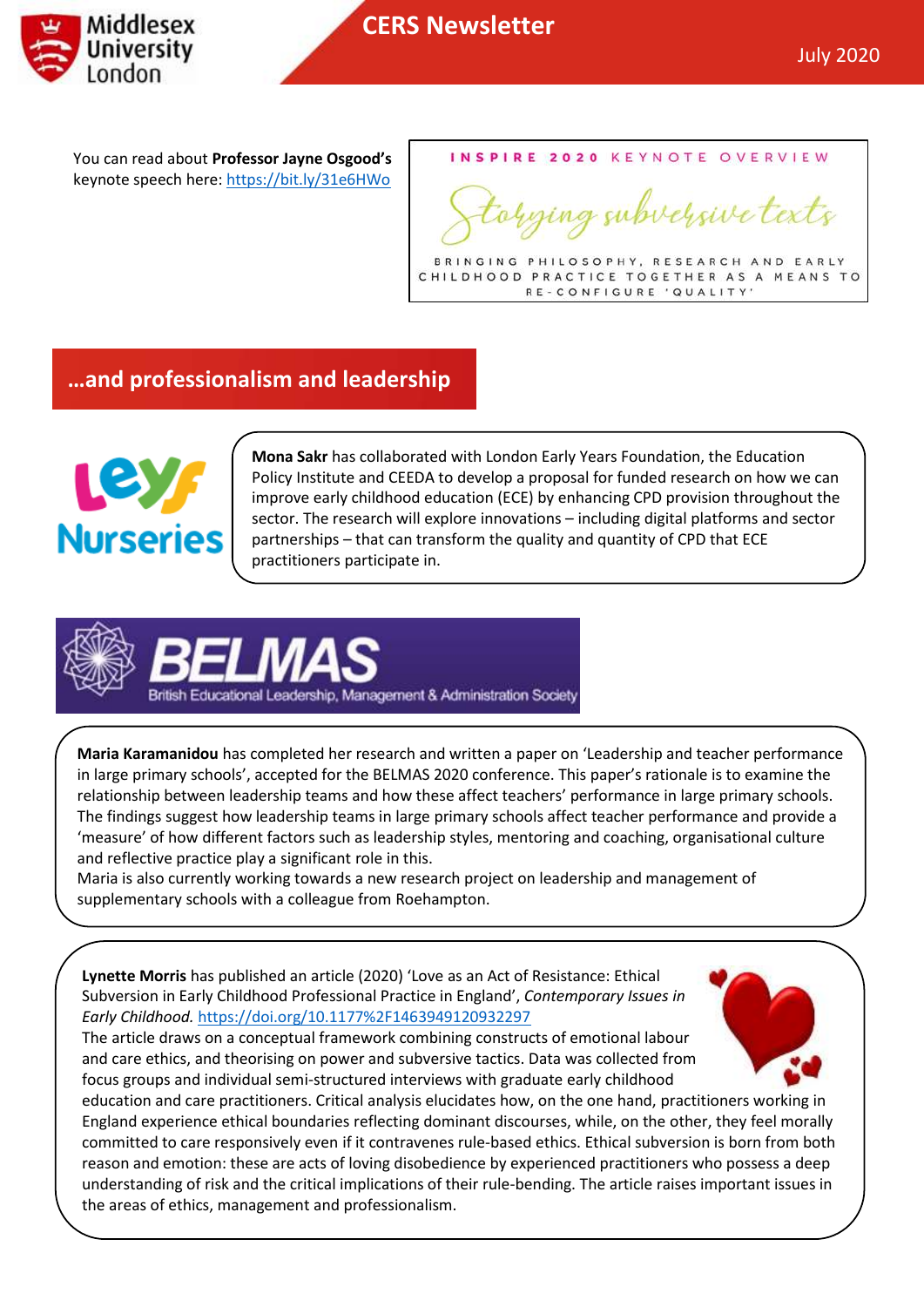You can read about **Professor Jayne Osgood's** keynote speech here: https://bit.ly/31e6HWo

INSPIRE 2020 KEYNOTE OVERVIEW

*Storying subversive texts*

BRINGING PHILOSOPHY, RESEARCH AND EARLY CHILDHOOD PRACTICE TOGETHER AS A MEANS TO RE-CONFIGURE 'QUALITY'

## …and professionalism and leadership

**Mona Sakr** has collaborated with London Early Years Foundation, the Education Policy Institute and CEEDA to develop a proposal for funded research on how we can improve early childhood education (ECE) by enhancing CPD provision throughout the sector. The research will explore innovations – including digital platforms and sector partnerships – that can transform the quality and quantity of CPD that ECE practitioners participate in.

**Maria Karamanidou** has completed her research and written a paper on 'Leadership and teacher performance in large primary schools', accepted for the BELMAS 2020 conference. This paper's rationale is to examine the relationship between leadership teams and how these affect teachers' performance in large primary schools. The findings suggest how leadership teams in large primary schools affect teacher performance and provide a 'measure' of how different factors such as leadership styles, mentoring and coaching, organisational culture and reflective practice play a significant role in this.
Maria is also currently working towards a new research project on leadership and management of supplementary schools with a colleague from Roehampton.

**Lynette Morris** has published an article (2020) 'Love as an Act of Resistance: Ethical Subversion in Early Childhood Professional Practice in England', *Contemporary Issues in Early Childhood.* https://doi.org/10.1177%2F1463949120932297
The article draws on a conceptual framework combining constructs of emotional labour and care ethics, and theorising on power and subversive tactics. Data was collected from focus groups and individual semi-structured interviews with graduate early childhood education and care practitioners. Critical analysis elucidates how, on the one hand, practitioners working in England experience ethical boundaries reflecting dominant discourses, while, on the other, they feel morally committed to care responsively even if it contravenes rule-based ethics. Ethical subversion is born from both reason and emotion: these are acts of loving disobedience by experienced practitioners who possess a deep understanding of risk and the critical implications of their rule-bending. The article raises important issues in the areas of ethics, management and professionalism.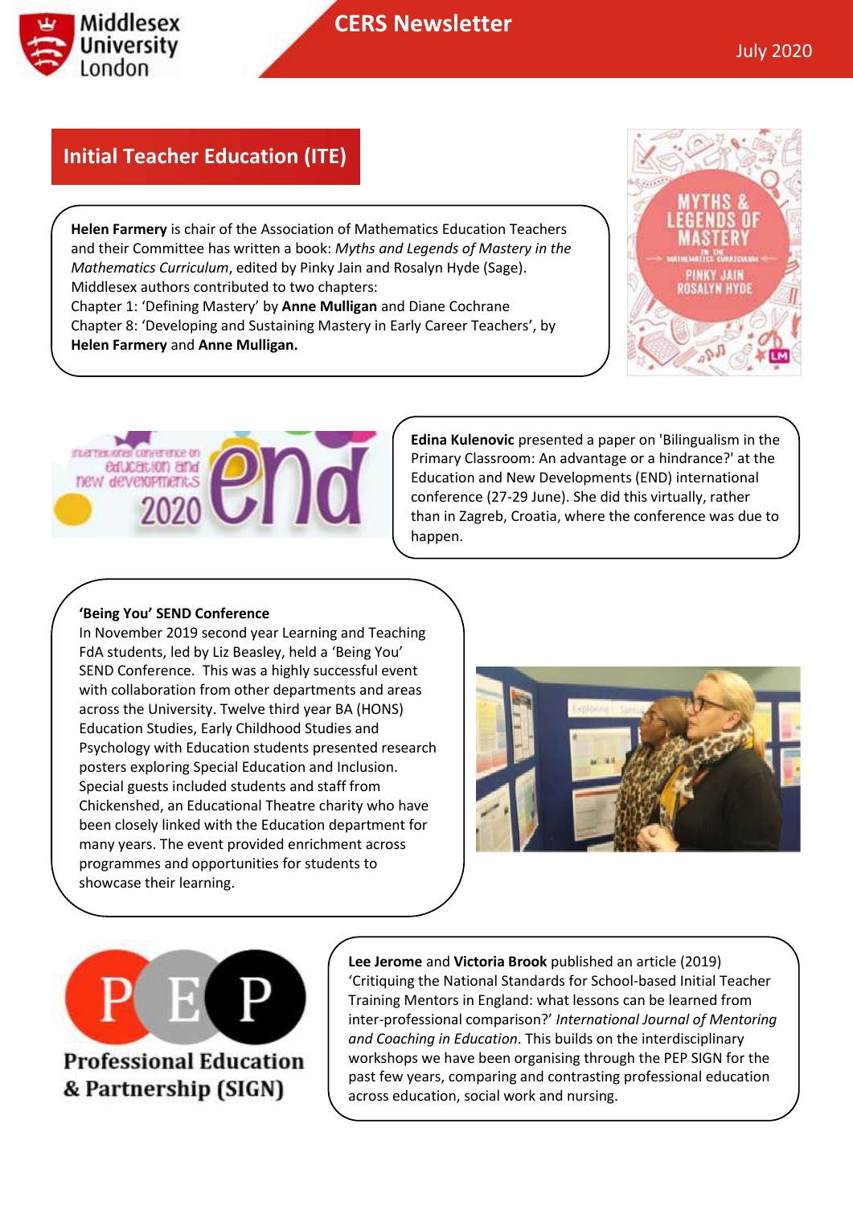## Initial Teacher Education (ITE)

**Helen Farmery** is chair of the Association of Mathematics Education Teachers and their Committee has written a book: *Myths and Legends of Mastery in the Mathematics Curriculum*, edited by Pinky Jain and Rosalyn Hyde (Sage). Middlesex authors contributed to two chapters:
Chapter 1: 'Defining Mastery' by **Anne Mulligan** and Diane Cochrane
Chapter 8: 'Developing and Sustaining Mastery in Early Career Teachers', by **Helen Farmery** and **Anne Mulligan.**

**Edina Kulenovic** presented a paper on 'Bilingualism in the Primary Classroom: An advantage or a hindrance?' at the Education and New Developments (END) international conference (27-29 June). She did this virtually, rather than in Zagreb, Croatia, where the conference was due to happen.

**'Being You' SEND Conference**
In November 2019 second year Learning and Teaching FdA students, led by Liz Beasley, held a 'Being You' SEND Conference. This was a highly successful event with collaboration from other departments and areas across the University. Twelve third year BA (HONS) Education Studies, Early Childhood Studies and Psychology with Education students presented research posters exploring Special Education and Inclusion. Special guests included students and staff from Chickenshed, an Educational Theatre charity who have been closely linked with the Education department for many years. The event provided enrichment across programmes and opportunities for students to showcase their learning.

**Lee Jerome** and **Victoria Brook** published an article (2019) 'Critiquing the National Standards for School-based Initial Teacher Training Mentors in England: what lessons can be learned from inter-professional comparison?' *International Journal of Mentoring and Coaching in Education*. This builds on the interdisciplinary workshops we have been organising through the PEP SIGN for the past few years, comparing and contrasting professional education across education, social work and nursing.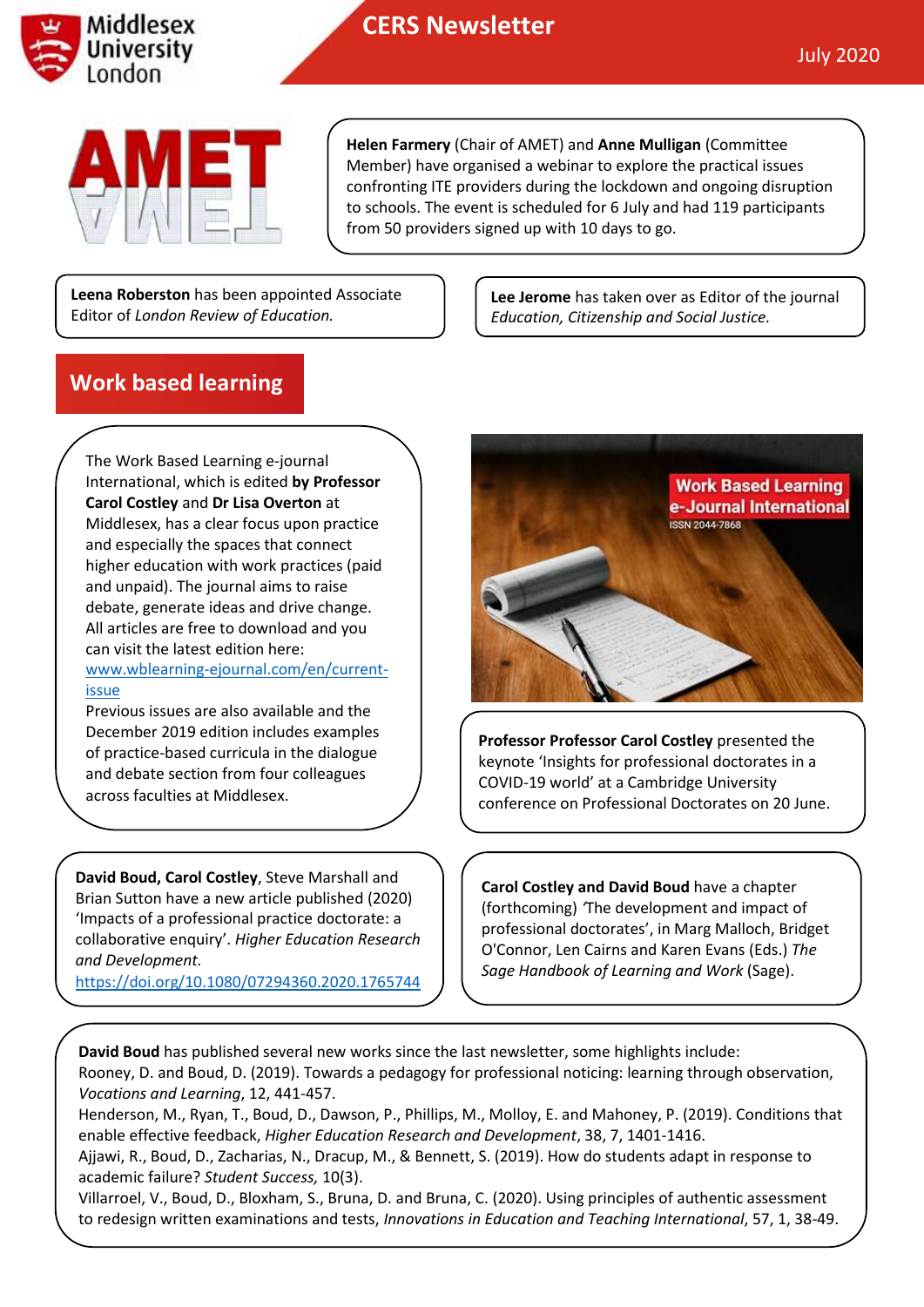Middlesex University London

# CERS Newsletter

July 2020

**Helen Farmery** (Chair of AMET) and **Anne Mulligan** (Committee Member) have organised a webinar to explore the practical issues confronting ITE providers during the lockdown and ongoing disruption to schools. The event is scheduled for 6 July and had 119 participants from 50 providers signed up with 10 days to go.

**Leena Roberston** has been appointed Associate Editor of *London Review of Education.*

**Lee Jerome** has taken over as Editor of the journal *Education, Citizenship and Social Justice.*

## Work based learning

The Work Based Learning e-journal International, which is edited **by Professor Carol Costley** and **Dr Lisa Overton** at Middlesex, has a clear focus upon practice and especially the spaces that connect higher education with work practices (paid and unpaid). The journal aims to raise debate, generate ideas and drive change. All articles are free to download and you can visit the latest edition here: www.wblearning-ejournal.com/en/current-issue

Previous issues are also available and the December 2019 edition includes examples of practice-based curricula in the dialogue and debate section from four colleagues across faculties at Middlesex.

**Professor Professor Carol Costley** presented the keynote 'Insights for professional doctorates in a COVID-19 world' at a Cambridge University conference on Professional Doctorates on 20 June.

**David Boud, Carol Costley**, Steve Marshall and Brian Sutton have a new article published (2020) 'Impacts of a professional practice doctorate: a collaborative enquiry'. *Higher Education Research and Development.* https://doi.org/10.1080/07294360.2020.1765744

**Carol Costley and David Boud** have a chapter (forthcoming) 'The development and impact of professional doctorates', in Marg Malloch, Bridget O'Connor, Len Cairns and Karen Evans (Eds.) *The Sage Handbook of Learning and Work* (Sage).

**David Boud** has published several new works since the last newsletter, some highlights include:

Rooney, D. and Boud, D. (2019). Towards a pedagogy for professional noticing: learning through observation, *Vocations and Learning*, 12, 441-457.

Henderson, M., Ryan, T., Boud, D., Dawson, P., Phillips, M., Molloy, E. and Mahoney, P. (2019). Conditions that enable effective feedback, *Higher Education Research and Development*, 38, 7, 1401-1416.

Ajjawi, R., Boud, D., Zacharias, N., Dracup, M., & Bennett, S. (2019). How do students adapt in response to academic failure? *Student Success,* 10(3).

Villarroel, V., Boud, D., Bloxham, S., Bruna, D. and Bruna, C. (2020). Using principles of authentic assessment to redesign written examinations and tests, *Innovations in Education and Teaching International*, 57, 1, 38-49.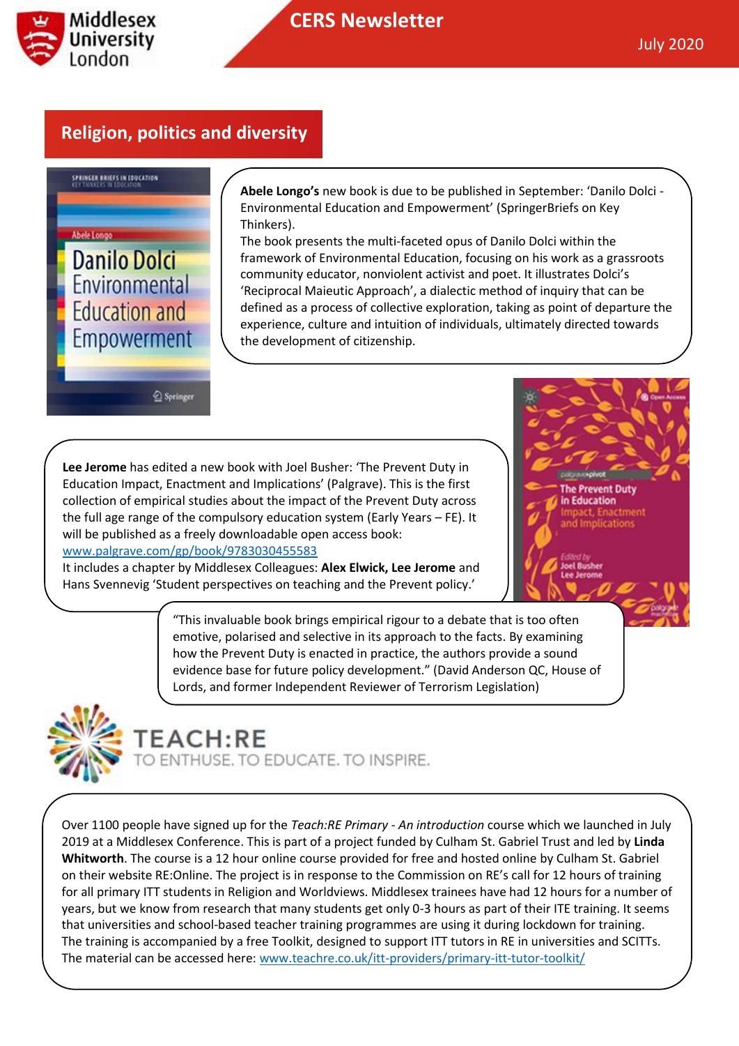## Religion, politics and diversity

**Abele Longo's** new book is due to be published in September: 'Danilo Dolci - Environmental Education and Empowerment' (SpringerBriefs on Key Thinkers).
The book presents the multi-faceted opus of Danilo Dolci within the framework of Environmental Education, focusing on his work as a grassroots community educator, nonviolent activist and poet. It illustrates Dolci's 'Reciprocal Maieutic Approach', a dialectic method of inquiry that can be defined as a process of collective exploration, taking as point of departure the experience, culture and intuition of individuals, ultimately directed towards the development of citizenship.

**Lee Jerome** has edited a new book with Joel Busher: 'The Prevent Duty in Education Impact, Enactment and Implications' (Palgrave). This is the first collection of empirical studies about the impact of the Prevent Duty across the full age range of the compulsory education system (Early Years – FE). It will be published as a freely downloadable open access book: [www.palgrave.com/gp/book/9783030455583](http://www.palgrave.com/gp/book/9783030455583)
It includes a chapter by Middlesex Colleagues: **Alex Elwick, Lee Jerome** and Hans Svennevig 'Student perspectives on teaching and the Prevent policy.'

"This invaluable book brings empirical rigour to a debate that is too often emotive, polarised and selective in its approach to the facts. By examining how the Prevent Duty is enacted in practice, the authors provide a sound evidence base for future policy development." (David Anderson QC, House of Lords, and former Independent Reviewer of Terrorism Legislation)

## TEACH:RE

TO ENTHUSE. TO EDUCATE. TO INSPIRE.

Over 1100 people have signed up for the *Teach:RE Primary - An introduction* course which we launched in July 2019 at a Middlesex Conference. This is part of a project funded by Culham St. Gabriel Trust and led by **Linda Whitworth**. The course is a 12 hour online course provided for free and hosted online by Culham St. Gabriel on their website RE:Online. The project is in response to the Commission on RE's call for 12 hours of training for all primary ITT students in Religion and Worldviews. Middlesex trainees have had 12 hours for a number of years, but we know from research that many students get only 0-3 hours as part of their ITE training. It seems that universities and school-based teacher training programmes are using it during lockdown for training. The training is accompanied by a free Toolkit, designed to support ITT tutors in RE in universities and SCITTs. The material can be accessed here: [www.teachre.co.uk/itt-providers/primary-itt-tutor-toolkit/](http://www.teachre.co.uk/itt-providers/primary-itt-tutor-toolkit/)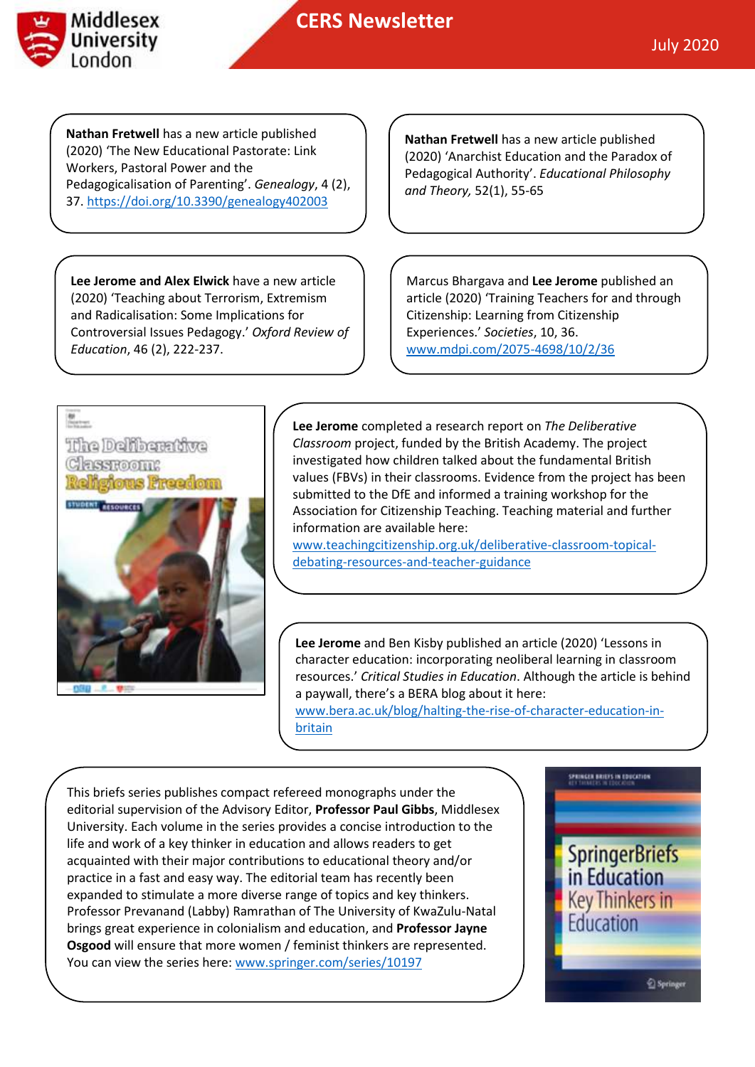**Nathan Fretwell** has a new article published (2020) 'The New Educational Pastorate: Link Workers, Pastoral Power and the Pedagogicalisation of Parenting'. *Genealogy*, 4 (2), 37. https://doi.org/10.3390/genealogy402003

**Nathan Fretwell** has a new article published (2020) 'Anarchist Education and the Paradox of Pedagogical Authority'. *Educational Philosophy and Theory,* 52(1), 55-65

**Lee Jerome and Alex Elwick** have a new article (2020) 'Teaching about Terrorism, Extremism and Radicalisation: Some Implications for Controversial Issues Pedagogy.' *Oxford Review of Education*, 46 (2), 222-237.

Marcus Bhargava and **Lee Jerome** published an article (2020) 'Training Teachers for and through Citizenship: Learning from Citizenship Experiences.' *Societies*, 10, 36. www.mdpi.com/2075-4698/10/2/36

**Lee Jerome** completed a research report on *The Deliberative Classroom* project, funded by the British Academy. The project investigated how children talked about the fundamental British values (FBVs) in their classrooms. Evidence from the project has been submitted to the DfE and informed a training workshop for the Association for Citizenship Teaching. Teaching material and further information are available here: www.teachingcitizenship.org.uk/deliberative-classroom-topical-debating-resources-and-teacher-guidance

**Lee Jerome** and Ben Kisby published an article (2020) 'Lessons in character education: incorporating neoliberal learning in classroom resources.' *Critical Studies in Education*. Although the article is behind a paywall, there's a BERA blog about it here: www.bera.ac.uk/blog/halting-the-rise-of-character-education-in-britain

This briefs series publishes compact refereed monographs under the editorial supervision of the Advisory Editor, **Professor Paul Gibbs**, Middlesex University. Each volume in the series provides a concise introduction to the life and work of a key thinker in education and allows readers to get acquainted with their major contributions to educational theory and/or practice in a fast and easy way. The editorial team has recently been expanded to stimulate a more diverse range of topics and key thinkers. Professor Prevanand (Labby) Ramrathan of The University of KwaZulu-Natal brings great experience in colonialism and education, and **Professor Jayne Osgood** will ensure that more women / feminist thinkers are represented. You can view the series here: www.springer.com/series/10197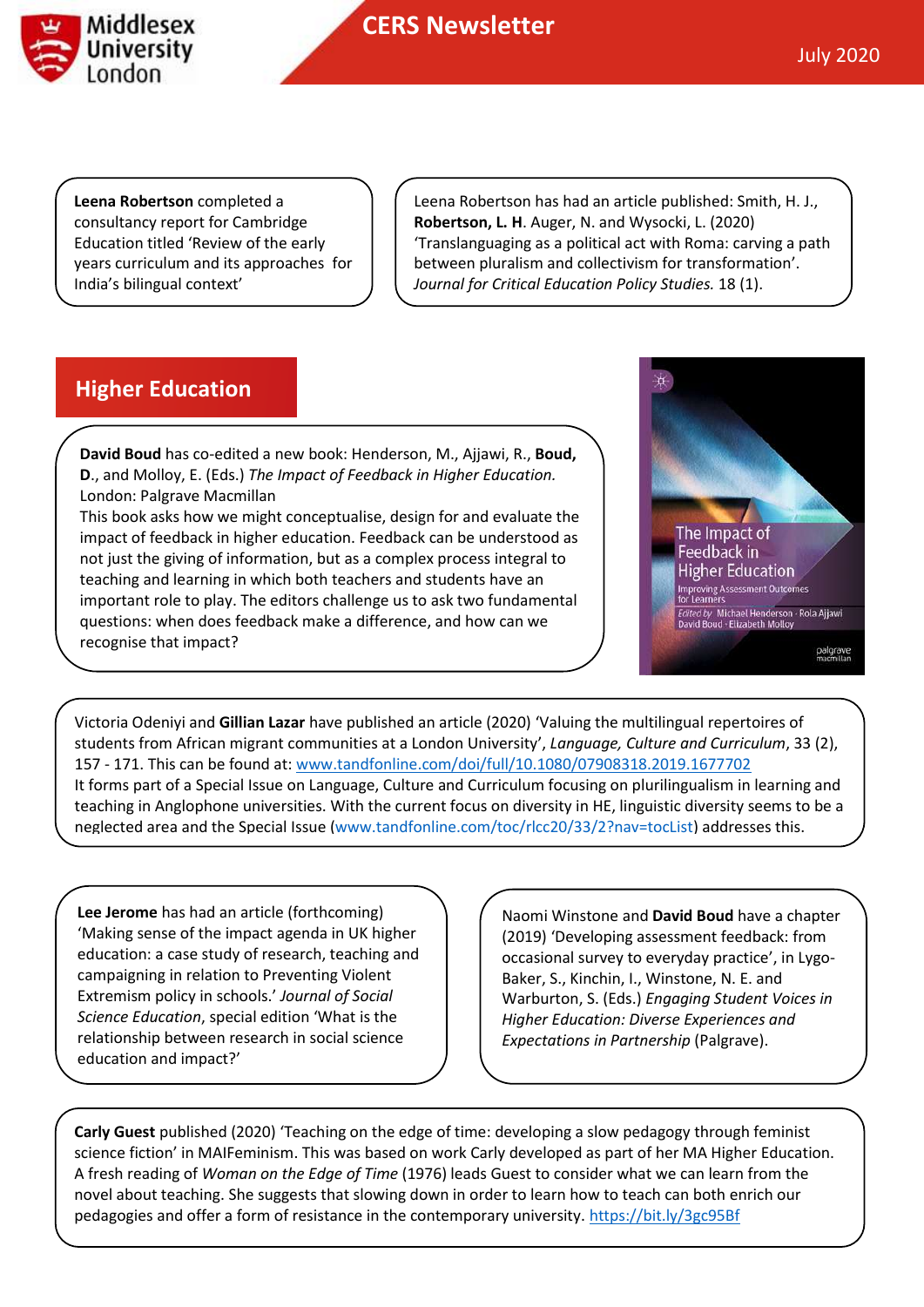**Leena Robertson** completed a consultancy report for Cambridge Education titled 'Review of the early years curriculum and its approaches for India's bilingual context'

Leena Robertson has had an article published: Smith, H. J., **Robertson, L. H**. Auger, N. and Wysocki, L. (2020) 'Translanguaging as a political act with Roma: carving a path between pluralism and collectivism for transformation'. *Journal for Critical Education Policy Studies.* 18 (1).

## Higher Education

**David Boud** has co-edited a new book: Henderson, M., Ajjawi, R., **Boud, D**., and Molloy, E. (Eds.) *The Impact of Feedback in Higher Education.* London: Palgrave Macmillan

This book asks how we might conceptualise, design for and evaluate the impact of feedback in higher education. Feedback can be understood as not just the giving of information, but as a complex process integral to teaching and learning in which both teachers and students have an important role to play. The editors challenge us to ask two fundamental questions: when does feedback make a difference, and how can we recognise that impact?

Victoria Odeniyi and **Gillian Lazar** have published an article (2020) 'Valuing the multilingual repertoires of students from African migrant communities at a London University', *Language, Culture and Curriculum*, 33 (2), 157 - 171. This can be found at: www.tandfonline.com/doi/full/10.1080/07908318.2019.1677702

It forms part of a Special Issue on Language, Culture and Curriculum focusing on plurilingualism in learning and teaching in Anglophone universities. With the current focus on diversity in HE, linguistic diversity seems to be a neglected area and the Special Issue (www.tandfonline.com/toc/rlcc20/33/2?nav=tocList) addresses this.

**Lee Jerome** has had an article (forthcoming) 'Making sense of the impact agenda in UK higher education: a case study of research, teaching and campaigning in relation to Preventing Violent Extremism policy in schools.' *Journal of Social Science Education*, special edition 'What is the relationship between research in social science education and impact?'

Naomi Winstone and **David Boud** have a chapter (2019) 'Developing assessment feedback: from occasional survey to everyday practice', in Lygo-Baker, S., Kinchin, I., Winstone, N. E. and Warburton, S. (Eds.) *Engaging Student Voices in Higher Education: Diverse Experiences and Expectations in Partnership* (Palgrave).

**Carly Guest** published (2020) 'Teaching on the edge of time: developing a slow pedagogy through feminist science fiction' in MAIFeminism. This was based on work Carly developed as part of her MA Higher Education. A fresh reading of *Woman on the Edge of Time* (1976) leads Guest to consider what we can learn from the novel about teaching. She suggests that slowing down in order to learn how to teach can both enrich our pedagogies and offer a form of resistance in the contemporary university. https://bit.ly/3gc95Bf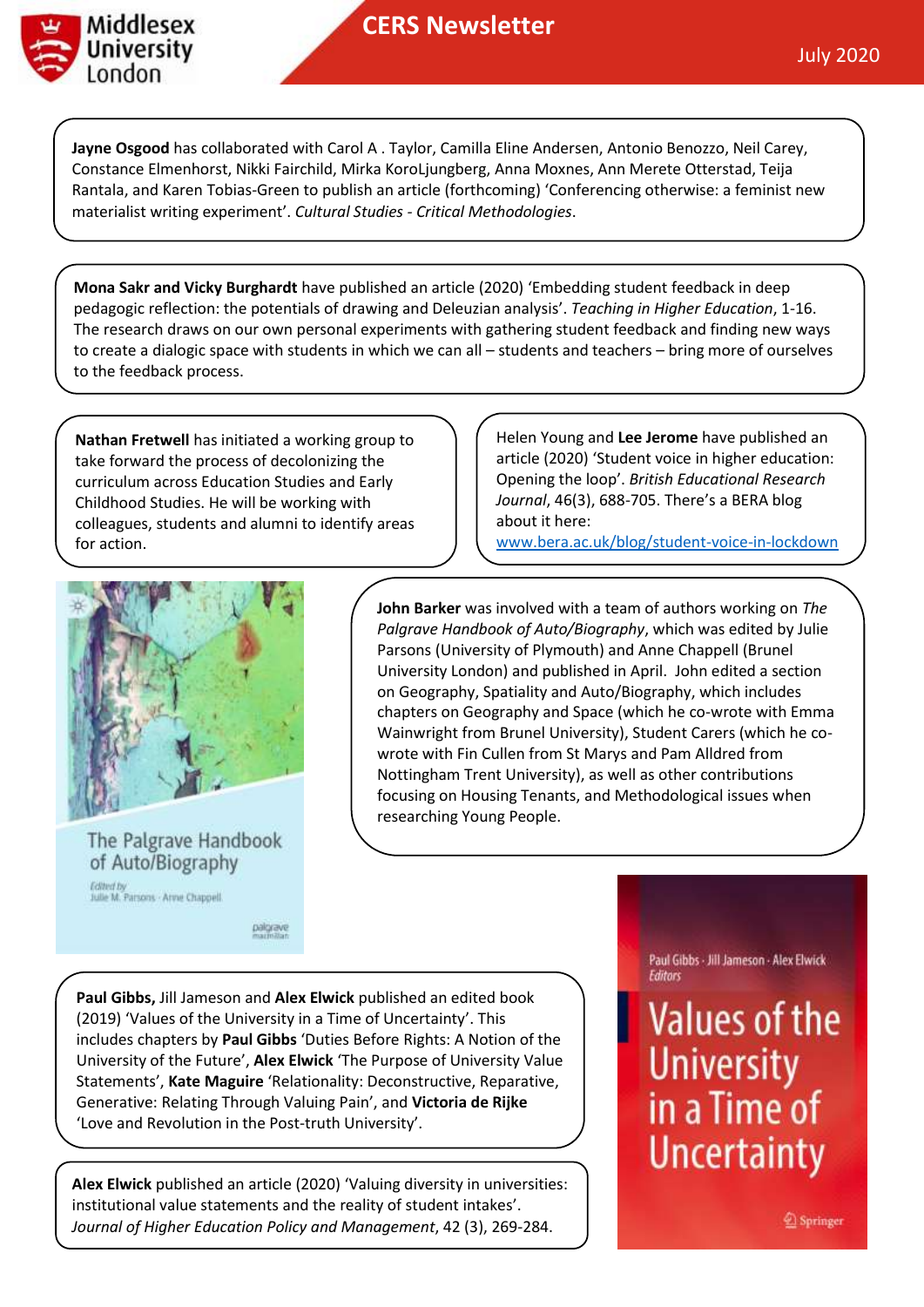**Jayne Osgood** has collaborated with Carol A . Taylor, Camilla Eline Andersen, Antonio Benozzo, Neil Carey, Constance Elmenhorst, Nikki Fairchild, Mirka KoroLjungberg, Anna Moxnes, Ann Merete Otterstad, Teija Rantala, and Karen Tobias-Green to publish an article (forthcoming) 'Conferencing otherwise: a feminist new materialist writing experiment'. *Cultural Studies - Critical Methodologies*.

**Mona Sakr and Vicky Burghardt** have published an article (2020) 'Embedding student feedback in deep pedagogic reflection: the potentials of drawing and Deleuzian analysis'. *Teaching in Higher Education*, 1-16. The research draws on our own personal experiments with gathering student feedback and finding new ways to create a dialogic space with students in which we can all – students and teachers – bring more of ourselves to the feedback process.

**Nathan Fretwell** has initiated a working group to take forward the process of decolonizing the curriculum across Education Studies and Early Childhood Studies. He will be working with colleagues, students and alumni to identify areas for action.

Helen Young and **Lee Jerome** have published an article (2020) 'Student voice in higher education: Opening the loop'. *British Educational Research Journal*, 46(3), 688-705. There's a BERA blog about it here: www.bera.ac.uk/blog/student-voice-in-lockdown

**John Barker** was involved with a team of authors working on *The Palgrave Handbook of Auto/Biography*, which was edited by Julie Parsons (University of Plymouth) and Anne Chappell (Brunel University London) and published in April. John edited a section on Geography, Spatiality and Auto/Biography, which includes chapters on Geography and Space (which he co-wrote with Emma Wainwright from Brunel University), Student Carers (which he co-wrote with Fin Cullen from St Marys and Pam Alldred from Nottingham Trent University), as well as other contributions focusing on Housing Tenants, and Methodological issues when researching Young People.

**Paul Gibbs,** Jill Jameson and **Alex Elwick** published an edited book (2019) 'Values of the University in a Time of Uncertainty'. This includes chapters by **Paul Gibbs** 'Duties Before Rights: A Notion of the University of the Future', **Alex Elwick** 'The Purpose of University Value Statements', **Kate Maguire** 'Relationality: Deconstructive, Reparative, Generative: Relating Through Valuing Pain', and **Victoria de Rijke** 'Love and Revolution in the Post-truth University'.

**Alex Elwick** published an article (2020) 'Valuing diversity in universities: institutional value statements and the reality of student intakes'. *Journal of Higher Education Policy and Management*, 42 (3), 269-284.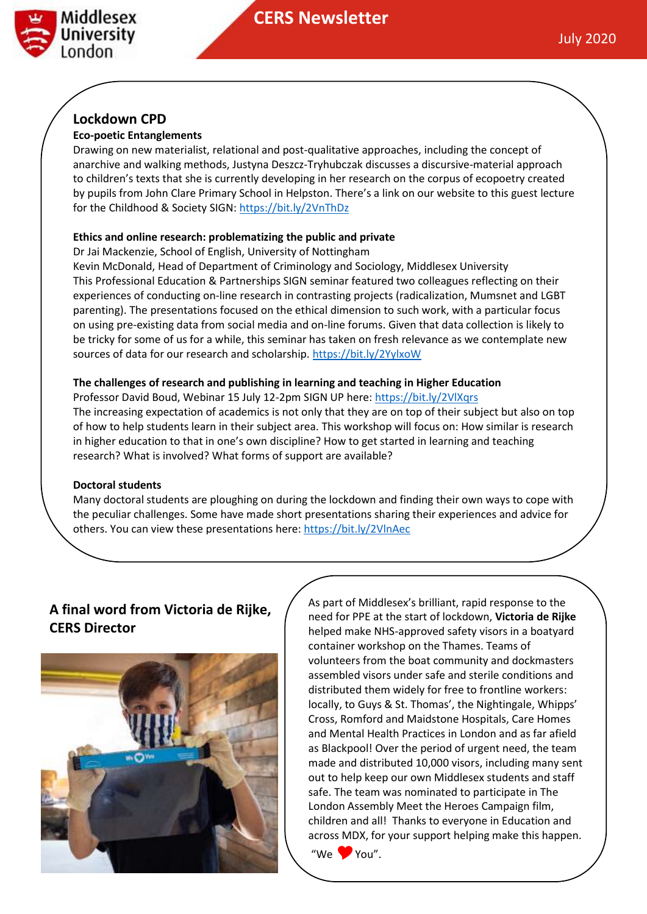## Lockdown CPD

**Eco-poetic Entanglements**

Drawing on new materialist, relational and post-qualitative approaches, including the concept of anarchive and walking methods, Justyna Deszcz-Tryhubczak discusses a discursive-material approach to children's texts that she is currently developing in her research on the corpus of ecopoetry created by pupils from John Clare Primary School in Helpston. There's a link on our website to this guest lecture for the Childhood & Society SIGN: https://bit.ly/2VnThDz

**Ethics and online research: problematizing the public and private**

Dr Jai Mackenzie, School of English, University of Nottingham
Kevin McDonald, Head of Department of Criminology and Sociology, Middlesex University
This Professional Education & Partnerships SIGN seminar featured two colleagues reflecting on their experiences of conducting on-line research in contrasting projects (radicalization, Mumsnet and LGBT parenting). The presentations focused on the ethical dimension to such work, with a particular focus on using pre-existing data from social media and on-line forums. Given that data collection is likely to be tricky for some of us for a while, this seminar has taken on fresh relevance as we contemplate new sources of data for our research and scholarship. https://bit.ly/2YylxoW

**The challenges of research and publishing in learning and teaching in Higher Education**

Professor David Boud, Webinar 15 July 12-2pm SIGN UP here: https://bit.ly/2VlXqrs
The increasing expectation of academics is not only that they are on top of their subject but also on top of how to help students learn in their subject area. This workshop will focus on: How similar is research in higher education to that in one's own discipline? How to get started in learning and teaching research? What is involved? What forms of support are available?

**Doctoral students**

Many doctoral students are ploughing on during the lockdown and finding their own ways to cope with the peculiar challenges. Some have made short presentations sharing their experiences and advice for others. You can view these presentations here: https://bit.ly/2VlnAec

## A final word from Victoria de Rijke, CERS Director

As part of Middlesex's brilliant, rapid response to the need for PPE at the start of lockdown, **Victoria de Rijke** helped make NHS-approved safety visors in a boatyard container workshop on the Thames. Teams of volunteers from the boat community and dockmasters assembled visors under safe and sterile conditions and distributed them widely for free to frontline workers: locally, to Guys & St. Thomas', the Nightingale, Whipps' Cross, Romford and Maidstone Hospitals, Care Homes and Mental Health Practices in London and as far afield as Blackpool! Over the period of urgent need, the team made and distributed 10,000 visors, including many sent out to help keep our own Middlesex students and staff safe. The team was nominated to participate in The London Assembly Meet the Heroes Campaign film, children and all! Thanks to everyone in Education and across MDX, for your support helping make this happen.

"We ❤ You".